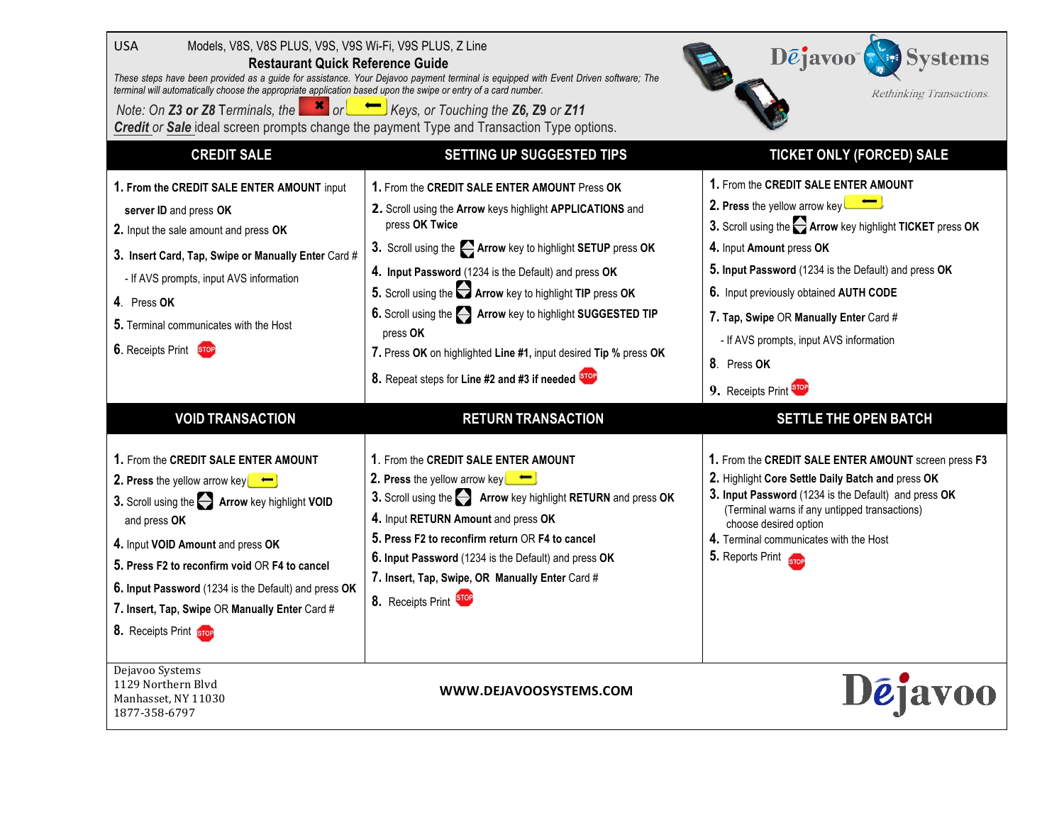USA Models, V8S, V8S PLUS, V9S, V9S Wi-Fi, V9S PLUS, Z Line

# Restaurant Quick Reference Guide

*These steps have been provided as a guide for assistance. Your Dejavoo payment terminal is equipped with Event Driven software; The terminal will automatically choose the appropriate application based upon the swipe or entry of a card number.*

*Note: On **Z3 or Z8** Terminals, the* ✖ *or* ⬅ *Keys, or Touching the **Z6, Z9** or **Z11***
***Credit** or **Sale** ideal screen prompts change the payment Type and Transaction Type options.*

Dejavoo Systems — *Rethinking Transactions.*

## CREDIT SALE

1. **From the CREDIT SALE ENTER AMOUNT** input **server ID** and press **OK**
2. Input the sale amount and press **OK**
3. **Insert Card, Tap, Swipe or Manually Enter** Card #
   - If AVS prompts, input AVS information
4. Press **OK**
5. Terminal communicates with the Host
6. Receipts Print STOP

## SETTING UP SUGGESTED TIPS

1. From the **CREDIT SALE ENTER AMOUNT** Press **OK**
2. Scroll using the **Arrow** keys highlight **APPLICATIONS** and press **OK Twice**
3. Scroll using the **Arrow** key to highlight **SETUP** press **OK**
4. **Input Password** (1234 is the Default) and press **OK**
5. Scroll using the **Arrow** key to highlight **TIP** press **OK**
6. Scroll using the **Arrow** key to highlight **SUGGESTED TIP** press **OK**
7. Press **OK** on highlighted **Line #1,** input desired **Tip %** press **OK**
8. Repeat steps for **Line #2 and #3 if needed** STOP

## TICKET ONLY (FORCED) SALE

1. From the **CREDIT SALE ENTER AMOUNT**
2. **Press** the yellow arrow key ⬅
3. Scroll using the **Arrow** key highlight **TICKET** press **OK**
4. Input **Amount** press **OK**
5. **Input Password** (1234 is the Default) and press **OK**
6. Input previously obtained **AUTH CODE**
7. **Tap, Swipe** OR **Manually Enter** Card #
   - If AVS prompts, input AVS information
8. Press **OK**
9. Receipts Print STOP

## VOID TRANSACTION

1. From the **CREDIT SALE ENTER AMOUNT**
2. **Press** the yellow arrow key ⬅
3. Scroll using the **Arrow** key highlight **VOID** and press **OK**
4. Input **VOID Amount** and press **OK**
5. **Press F2 to reconfirm void** OR **F4 to cancel**
6. **Input Password** (1234 is the Default) and press **OK**
7. **Insert, Tap, Swipe** OR **Manually Enter** Card #
8. Receipts Print STOP

## RETURN TRANSACTION

1. From the **CREDIT SALE ENTER AMOUNT**
2. **Press** the yellow arrow key ⬅
3. Scroll using the **Arrow** key highlight **RETURN** and press **OK**
4. Input **RETURN Amount** and press **OK**
5. **Press F2 to reconfirm return** OR **F4 to cancel**
6. **Input Password** (1234 is the Default) and press **OK**
7. **Insert, Tap, Swipe, OR Manually Enter** Card #
8. Receipts Print STOP

## SETTLE THE OPEN BATCH

1. From the **CREDIT SALE ENTER AMOUNT** screen press **F3**
2. Highlight **Core Settle Daily Batch and** press **OK**
3. **Input Password** (1234 is the Default) and press **OK**
   (Terminal warns if any untipped transactions)
   choose desired option
4. Terminal communicates with the Host
5. Reports Print STOP

Dejavoo Systems
1129 Northern Blvd
Manhasset, NY 11030
1877-358-6797

**WWW.DEJAVOOSYSTEMS.COM**

Dejavoo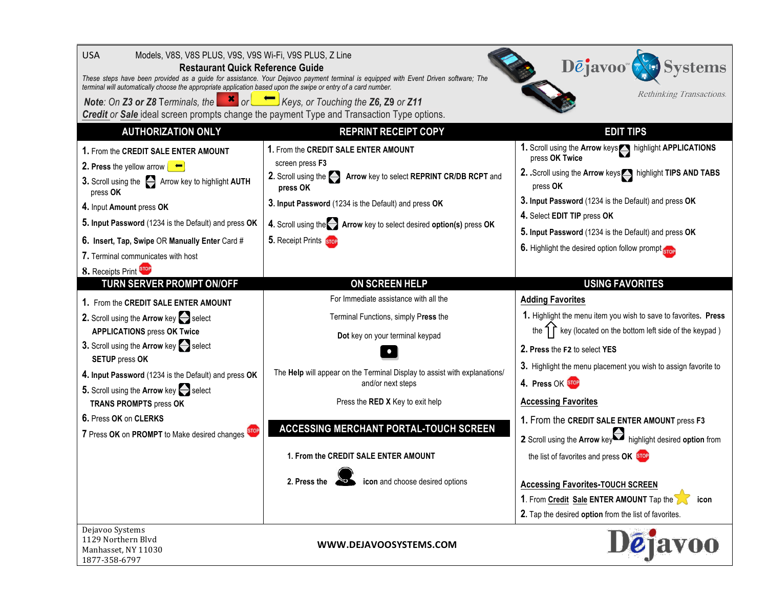USA Models, V8S, V8S PLUS, V9S, V9S Wi-Fi, V9S PLUS, Z Line

# Restaurant Quick Reference Guide

*These steps have been provided as a guide for assistance. Your Dejavoo payment terminal is equipped with Event Driven software; The terminal will automatically choose the appropriate application based upon the swipe or entry of a card number.*

Dējavoo Systems

*Rethinking Transactions.*

***Note**: On **Z3 or Z8** Terminals, the or Keys, or Touching the **Z6, Z9** or **Z11***
***Credit** or **Sale** ideal screen prompts change the payment Type and Transaction Type options.*

## AUTHORIZATION ONLY

1. From the **CREDIT SALE ENTER AMOUNT**
2. **Press** the yellow arrow
3. Scroll using the Arrow key to highlight **AUTH** press **OK**
4. Input **Amount** press **OK**
5. **Input Password** (1234 is the Default) and press **OK**
6. **Insert, Tap, Swipe** OR Manually Enter Card #
7. Terminal communicates with host
8. Receipts Print STOP

## REPRINT RECEIPT COPY

1. From the **CREDIT SALE ENTER AMOUNT** screen press **F3**
2. Scroll using the **Arrow** key to select **REPRINT CR/DB RCPT** and **press OK**
3. **Input Password** (1234 is the Default) and press **OK**
4. Scroll using the **Arrow** key to select desired **option(s)** press **OK**
5. Receipt Prints STOP

## EDIT TIPS

1. Scroll using the **Arrow** keys highlight **APPLICATIONS** press **OK Twice**
2. .Scroll using the **Arrow** keys highlight **TIPS AND TABS** press **OK**
3. **Input Password** (1234 is the Default) and press **OK**
4. Select **EDIT TIP** press **OK**
5. **Input Password** (1234 is the Default) and press **OK**
6. Highlight the desired option follow prompt STOP

## TURN SERVER PROMPT ON/OFF

1. From the **CREDIT SALE ENTER AMOUNT**
2. Scroll using the **Arrow** key select **APPLICATIONS** press **OK Twice**
3. Scroll using the **Arrow** key select **SETUP** press **OK**
4. **Input Password** (1234 is the Default) and press **OK**
5. Scroll using the **Arrow** key select **TRANS PROMPTS** press **OK**
6. Press **OK** on **CLERKS**
7. Press **OK** on **PROMPT** to Make desired changes STOP

## ON SCREEN HELP

For Immediate assistance with all the Terminal Functions, simply Press the **Dot** key on your terminal keypad

The **Help** will appear on the Terminal Display to assist with explanations/ and/or next steps

Press the **RED X** Key to exit help

## ACCESSING MERCHANT PORTAL-TOUCH SCREEN

1. **From the CREDIT SALE ENTER AMOUNT**
2. **Press the** **icon** and choose desired options

## USING FAVORITES

**Adding Favorites**

1. Highlight the menu item you wish to save to favorites. **Press** the key (located on the bottom left side of the keypad )
2. **Press** the **F2** to select **YES**
3. Highlight the menu placement you wish to assign favorite to
4. **Press** OK STOP

**Accessing Favorites**

1. From the **CREDIT SALE ENTER AMOUNT** press **F3**
2. Scroll using the **Arrow** key highlight desired **option** from the list of favorites and press **OK** STOP

**Accessing Favorites-TOUCH SCREEN**

1. From **Credit** **Sale** **ENTER AMOUNT** Tap the **icon**
2. Tap the desired **option** from the list of favorites.

Dejavoo Systems
1129 Northern Blvd
Manhasset, NY 11030
1877-358-6797

**WWW.DEJAVOOSYSTEMS.COM**

Dējavoo